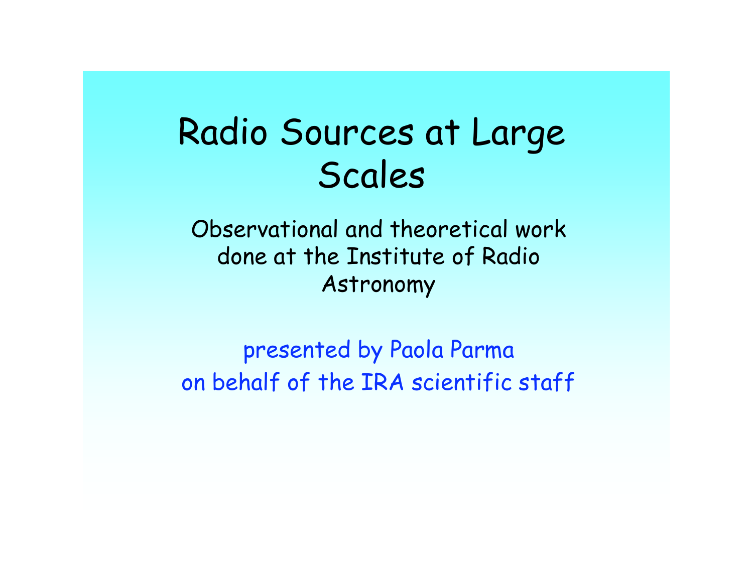# Radio Sources at Large Scales

Observational and theoretical work done at the Institute of Radio Astronomy

presented by Paola Parma
on behalf of the IRA scientific staff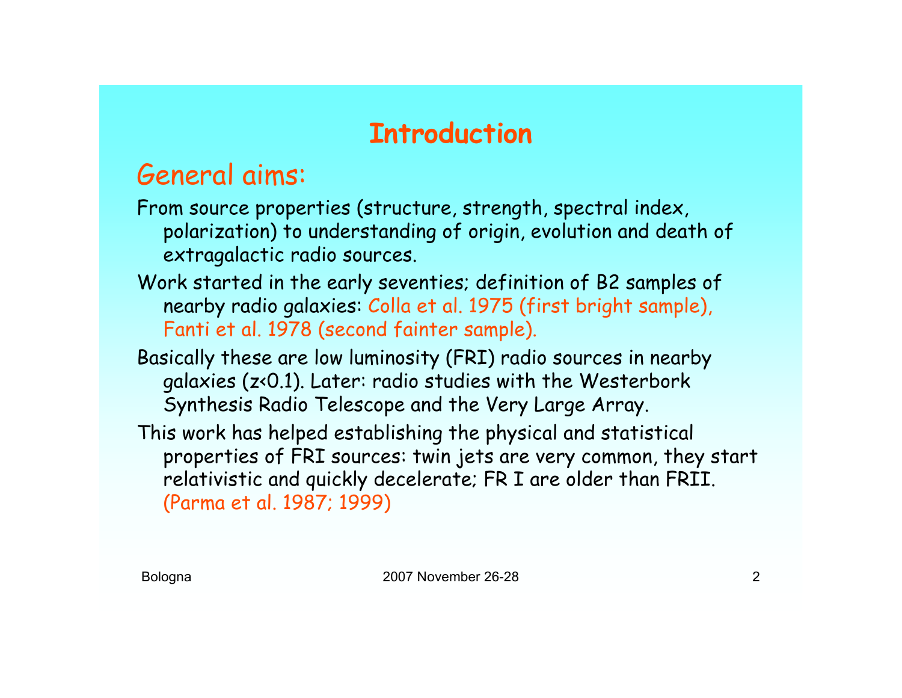# Introduction

## General aims:

From source properties (structure, strength, spectral index, polarization) to understanding of origin, evolution and death of extragalactic radio sources.

Work started in the early seventies; definition of B2 samples of nearby radio galaxies: Colla et al. 1975 (first bright sample), Fanti et al. 1978 (second fainter sample).

Basically these are low luminosity (FRI) radio sources in nearby galaxies ($z<0.1$). Later: radio studies with the Westerbork Synthesis Radio Telescope and the Very Large Array.

This work has helped establishing the physical and statistical properties of FRI sources: twin jets are very common, they start relativistic and quickly decelerate; FR I are older than FRII. (Parma et al. 1987; 1999)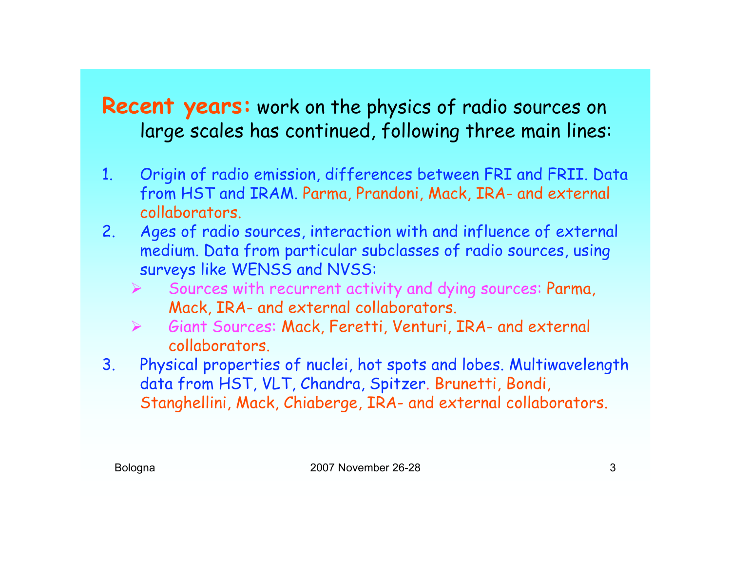**Recent years:** work on the physics of radio sources on large scales has continued, following three main lines:

1. Origin of radio emission, differences between FRI and FRII. Data from HST and IRAM. Parma, Prandoni, Mack, IRA- and external collaborators.
2. Ages of radio sources, interaction with and influence of external medium. Data from particular subclasses of radio sources, using surveys like WENSS and NVSS:
   - Sources with recurrent activity and dying sources: Parma, Mack, IRA- and external collaborators.
   - Giant Sources: Mack, Feretti, Venturi, IRA- and external collaborators.
3. Physical properties of nuclei, hot spots and lobes. Multiwavelength data from HST, VLT, Chandra, Spitzer. Brunetti, Bondi, Stanghellini, Mack, Chiaberge, IRA- and external collaborators.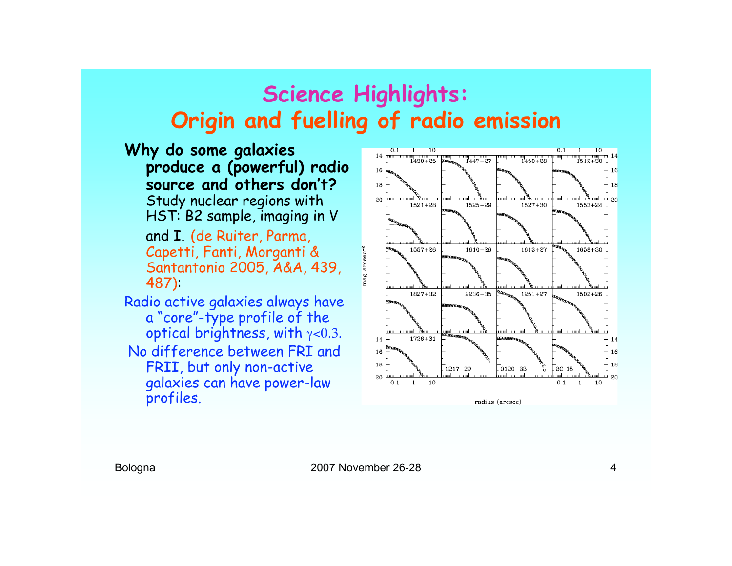# Science Highlights:
## Origin and fuelling of radio emission

**Why do some galaxies produce a (powerful) radio source and others don't?**
Study nuclear regions with HST: B2 sample, imaging in V and I. (de Ruiter, Parma, Capetti, Fanti, Morganti & Santantonio 2005, A&A, 439, 487):

Radio active galaxies always have a "core"-type profile of the optical brightness, with $\gamma<0.3$.

No difference between FRI and FRII, but only non-active galaxies can have power-law profiles.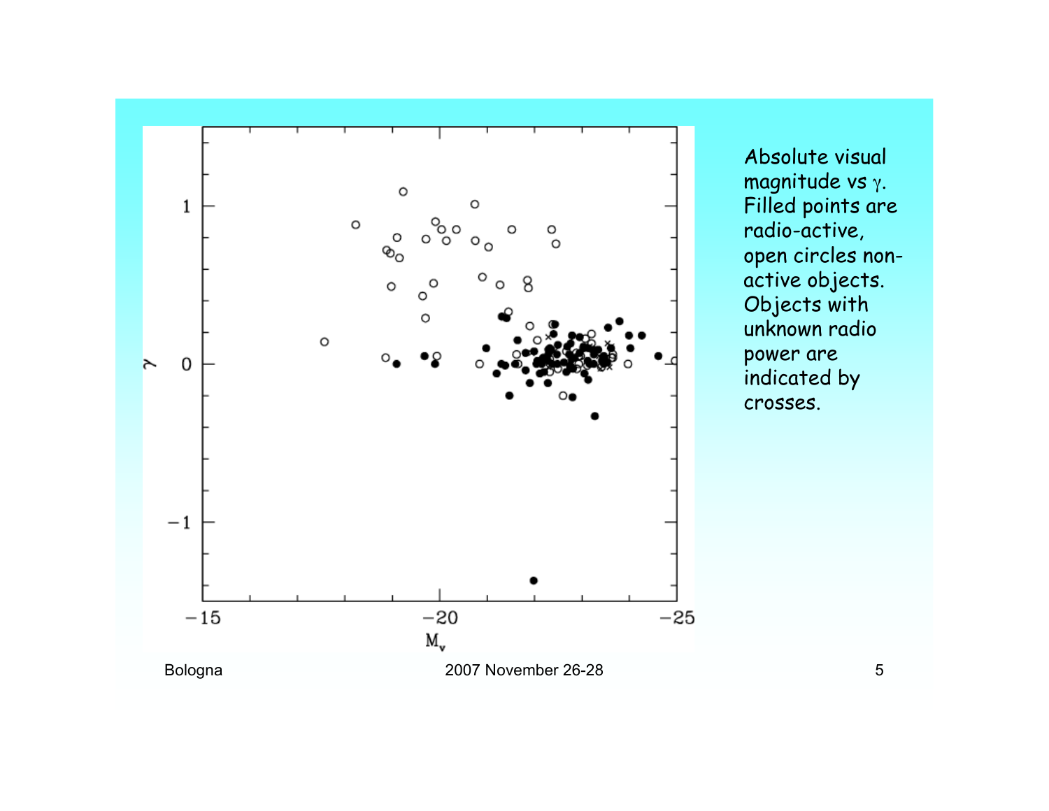Absolute visual magnitude vs $\gamma$. Filled points are radio-active, open circles non-active objects. Objects with unknown radio power are indicated by crosses.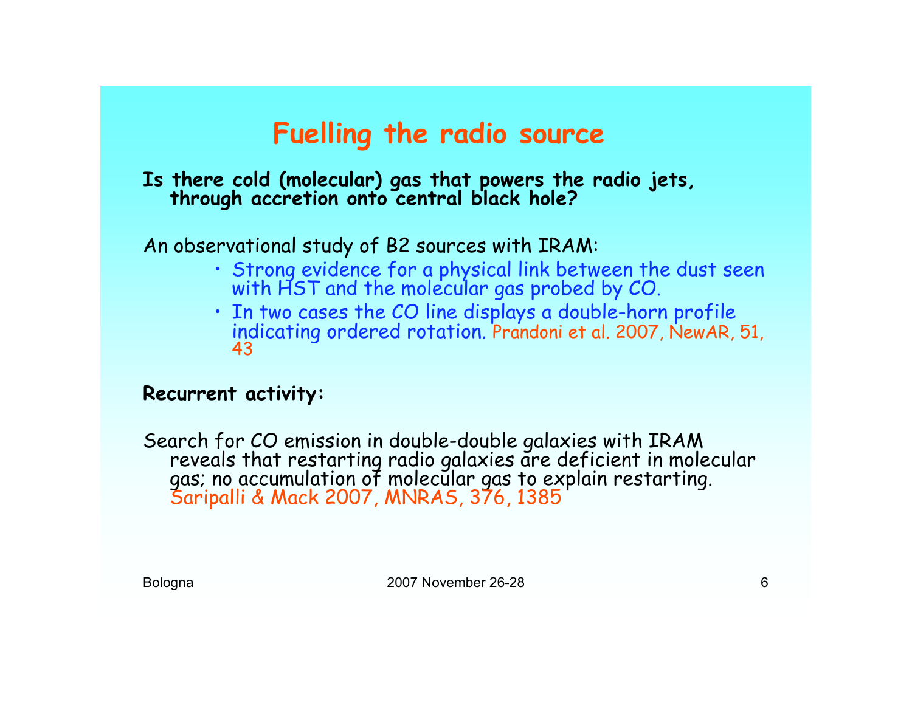# Fuelling the radio source

**Is there cold (molecular) gas that powers the radio jets, through accretion onto central black hole?**

An observational study of B2 sources with IRAM:

- Strong evidence for a physical link between the dust seen with HST and the molecular gas probed by CO.
- In two cases the CO line displays a double-horn profile indicating ordered rotation. Prandoni et al. 2007, NewAR, 51, 43

**Recurrent activity:**

Search for CO emission in double-double galaxies with IRAM reveals that restarting radio galaxies are deficient in molecular gas; no accumulation of molecular gas to explain restarting. Saripalli & Mack 2007, MNRAS, 376, 1385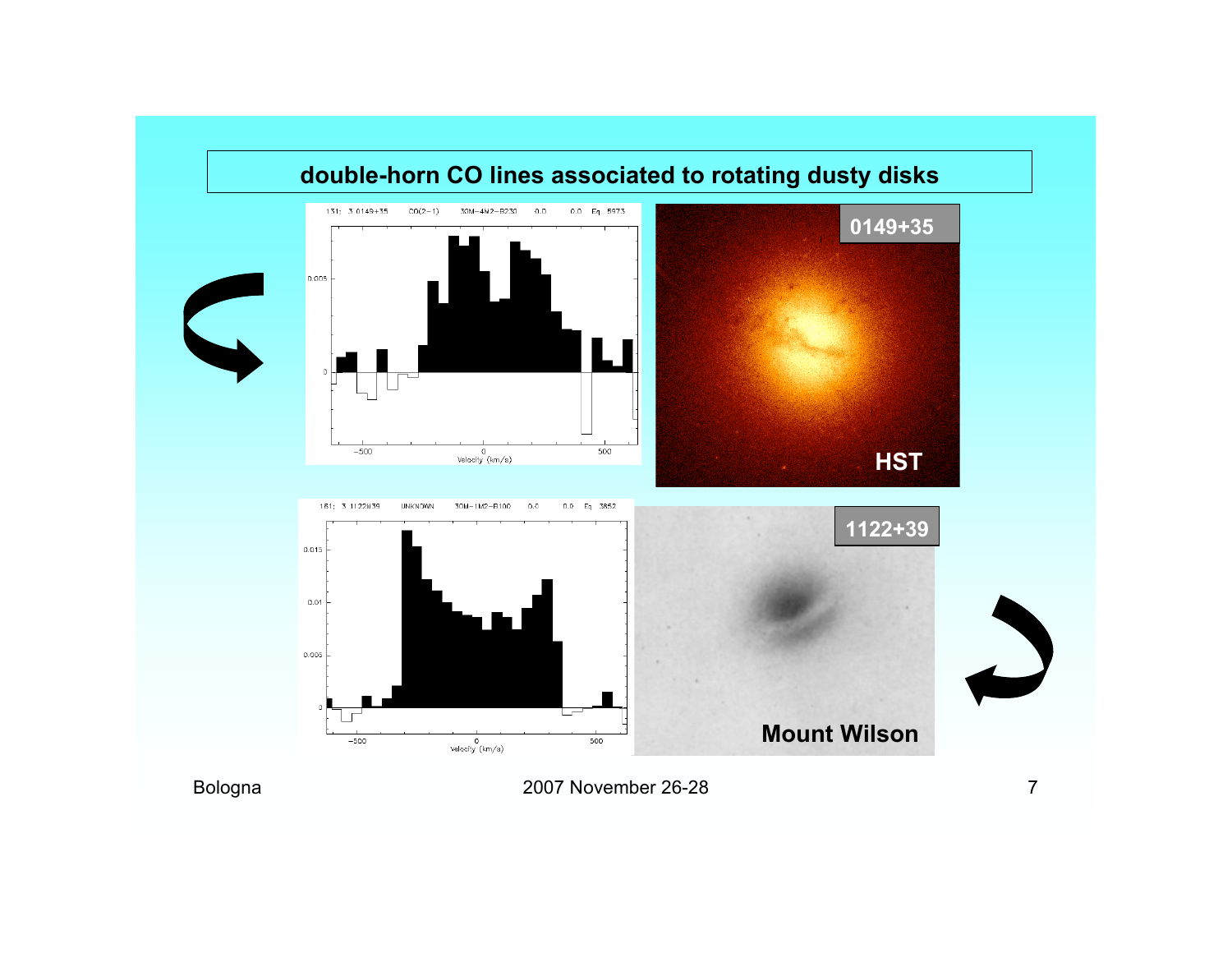## double-horn CO lines associated to rotating dusty disks

0149+35

HST

1122+39

Mount Wilson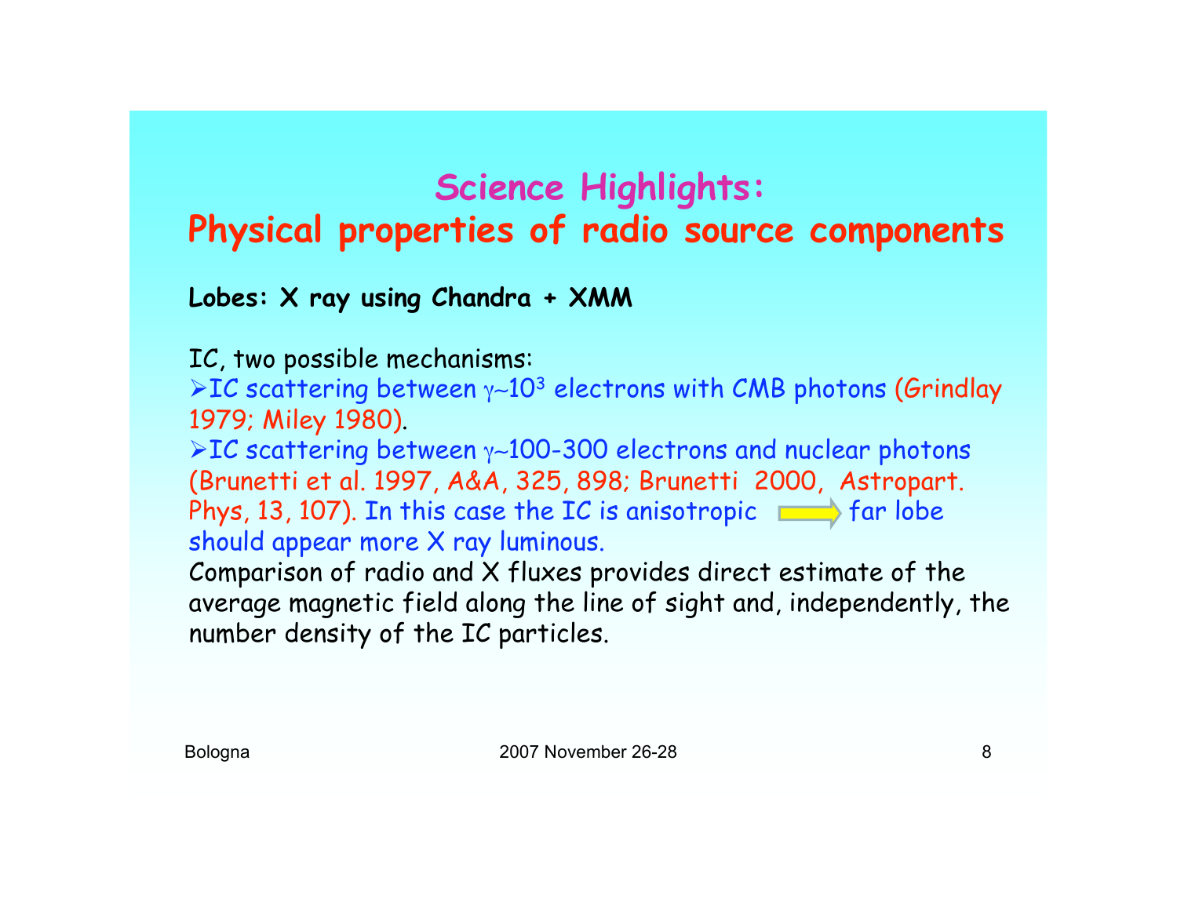# Science Highlights:

## Physical properties of radio source components

**Lobes: X ray using Chandra + XMM**

IC, two possible mechanisms:

- IC scattering between $\gamma \sim 10^3$ electrons with CMB photons (Grindlay 1979; Miley 1980).
- IC scattering between $\gamma \sim 100$-$300$ electrons and nuclear photons (Brunetti et al. 1997, A&A, 325, 898; Brunetti 2000, Astropart. Phys, 13, 107). In this case the IC is anisotropic ⇒ far lobe should appear more X ray luminous.

Comparison of radio and X fluxes provides direct estimate of the average magnetic field along the line of sight and, independently, the number density of the IC particles.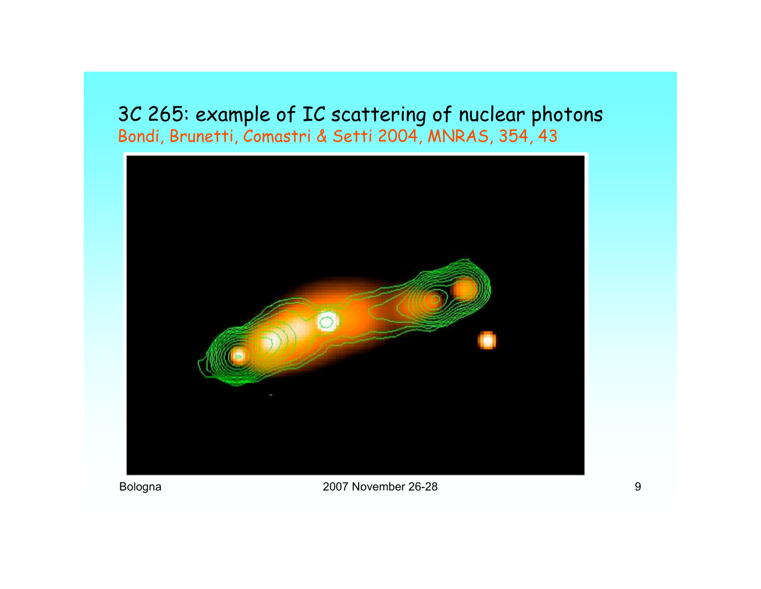# 3C 265: example of IC scattering of nuclear photons

Bondi, Brunetti, Comastri & Setti 2004, MNRAS, 354, 43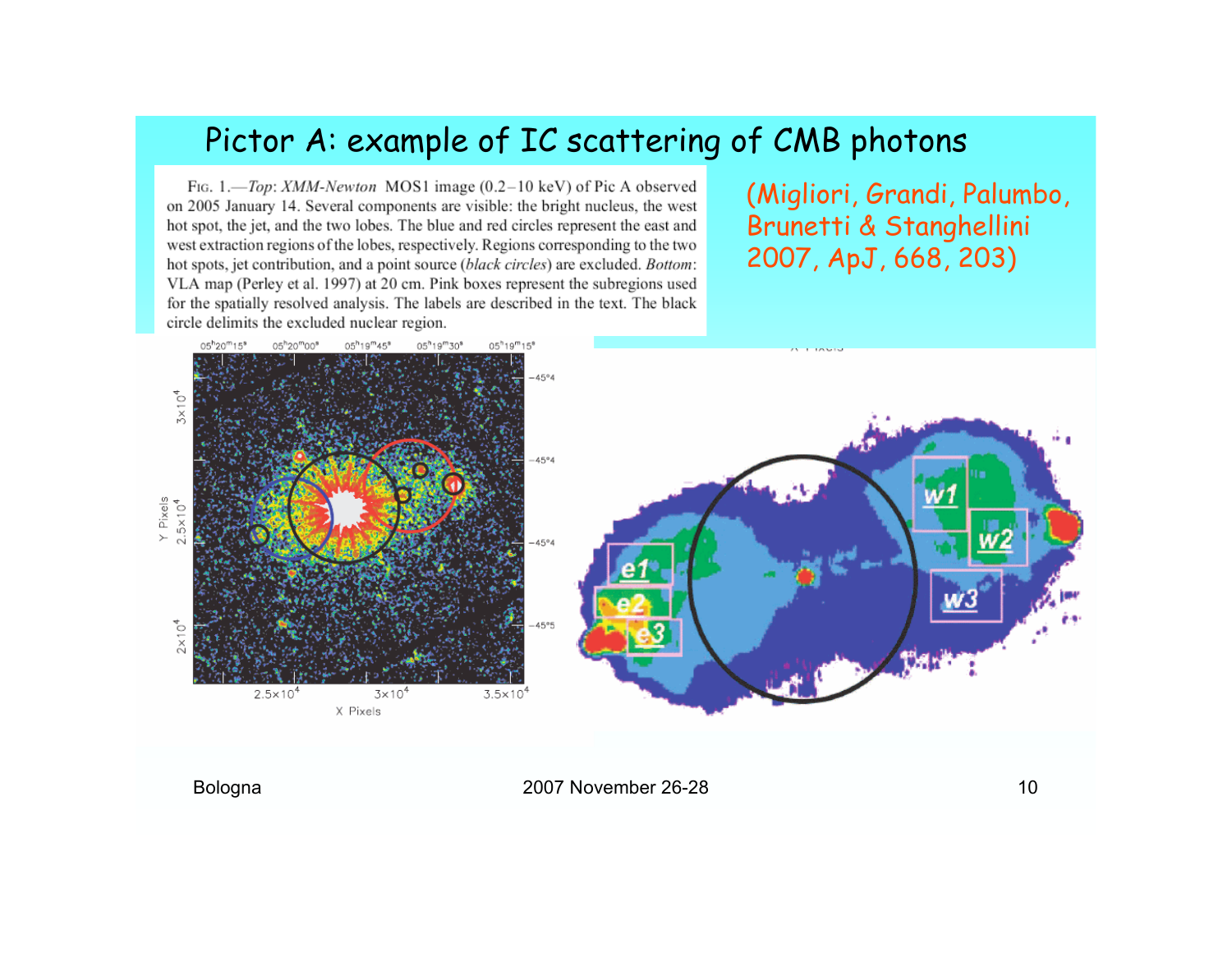# Pictor A: example of IC scattering of CMB photons

Fig. 1.—*Top*: *XMM-Newton* MOS1 image (0.2–10 keV) of Pic A observed on 2005 January 14. Several components are visible: the bright nucleus, the west hot spot, the jet, and the two lobes. The blue and red circles represent the east and west extraction regions of the lobes, respectively. Regions corresponding to the two hot spots, jet contribution, and a point source (*black circles*) are excluded. *Bottom*: VLA map (Perley et al. 1997) at 20 cm. Pink boxes represent the subregions used for the spatially resolved analysis. The labels are described in the text. The black circle delimits the excluded nuclear region.

(Migliori, Grandi, Palumbo, Brunetti & Stanghellini 2007, ApJ, 668, 203)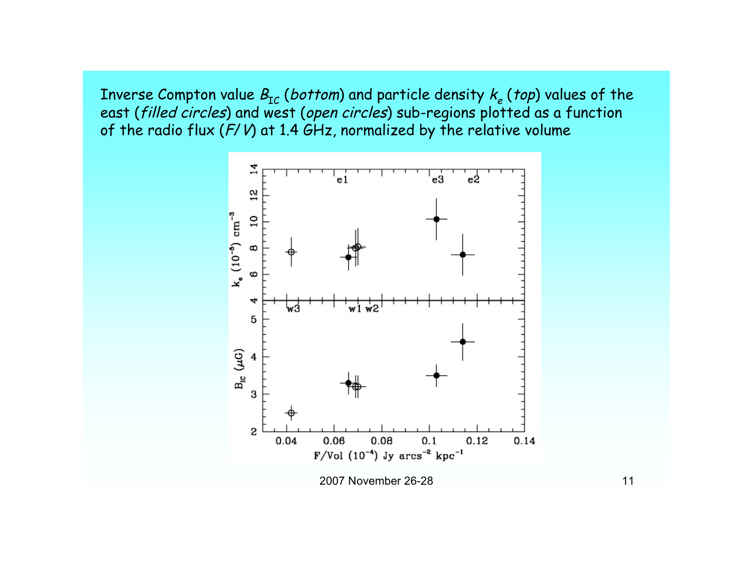Inverse Compton value $B_{IC}$ (*bottom*) and particle density $k_e$ (*top*) values of the east (*filled circles*) and west (*open circles*) sub-regions plotted as a function of the radio flux (*F/V*) at 1.4 GHz, normalized by the relative volume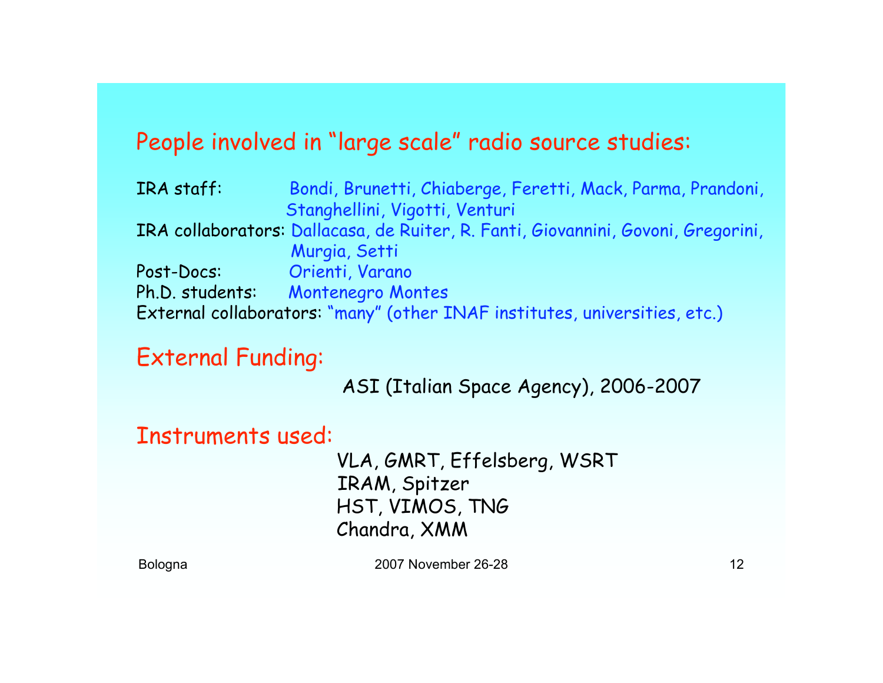## People involved in “large scale” radio source studies:

IRA staff: Bondi, Brunetti, Chiaberge, Feretti, Mack, Parma, Prandoni, Stanghellini, Vigotti, Venturi
IRA collaborators: Dallacasa, de Ruiter, R. Fanti, Giovannini, Govoni, Gregorini, Murgia, Setti
Post-Docs: Orienti, Varano
Ph.D. students: Montenegro Montes
External collaborators: “many” (other INAF institutes, universities, etc.)

## External Funding:

ASI (Italian Space Agency), 2006-2007

## Instruments used:

VLA, GMRT, Effelsberg, WSRT
IRAM, Spitzer
HST, VIMOS, TNG
Chandra, XMM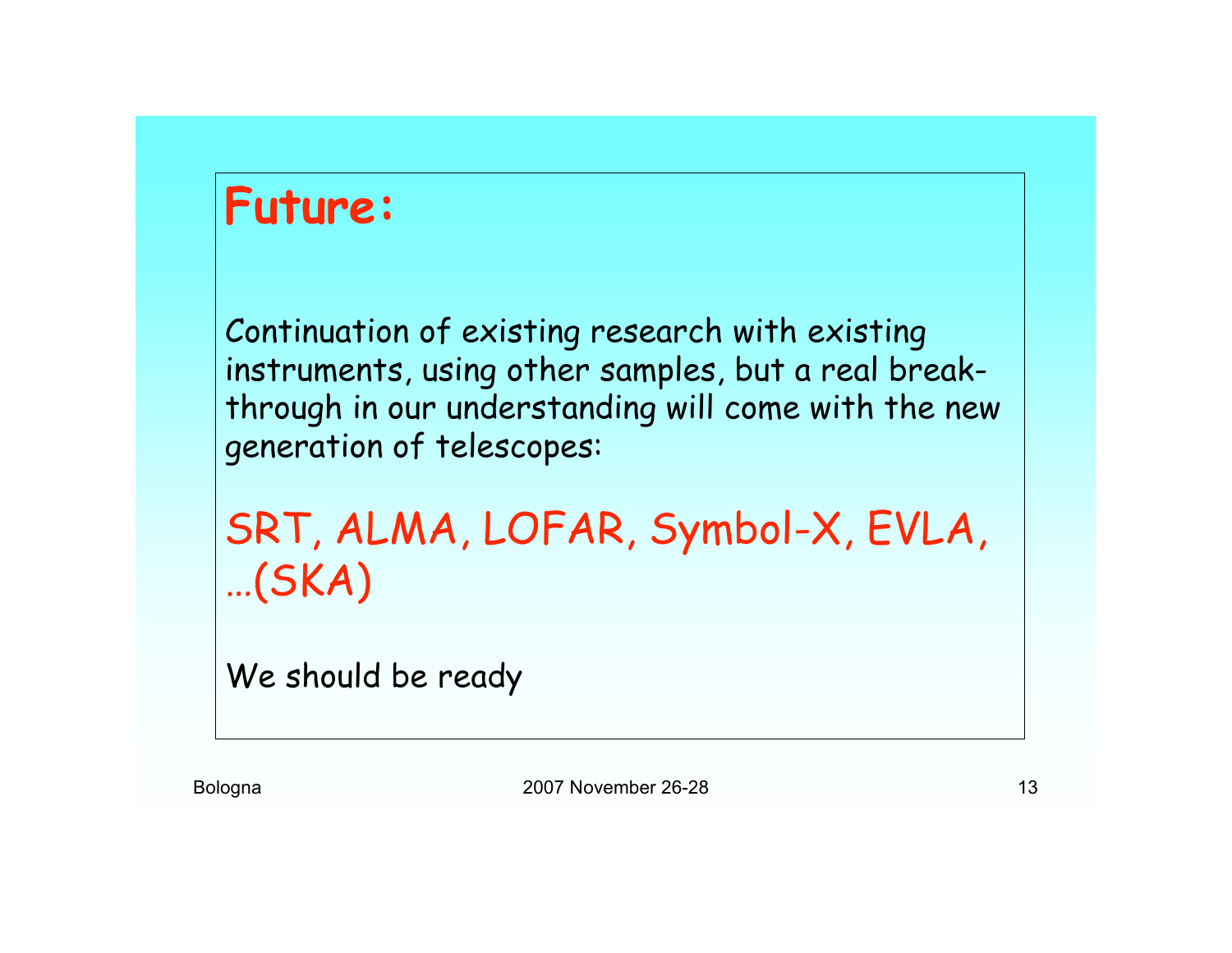# Future:

Continuation of existing research with existing instruments, using other samples, but a real break-through in our understanding will come with the new generation of telescopes:

SRT, ALMA, LOFAR, Symbol-X, EVLA, …(SKA)

We should be ready